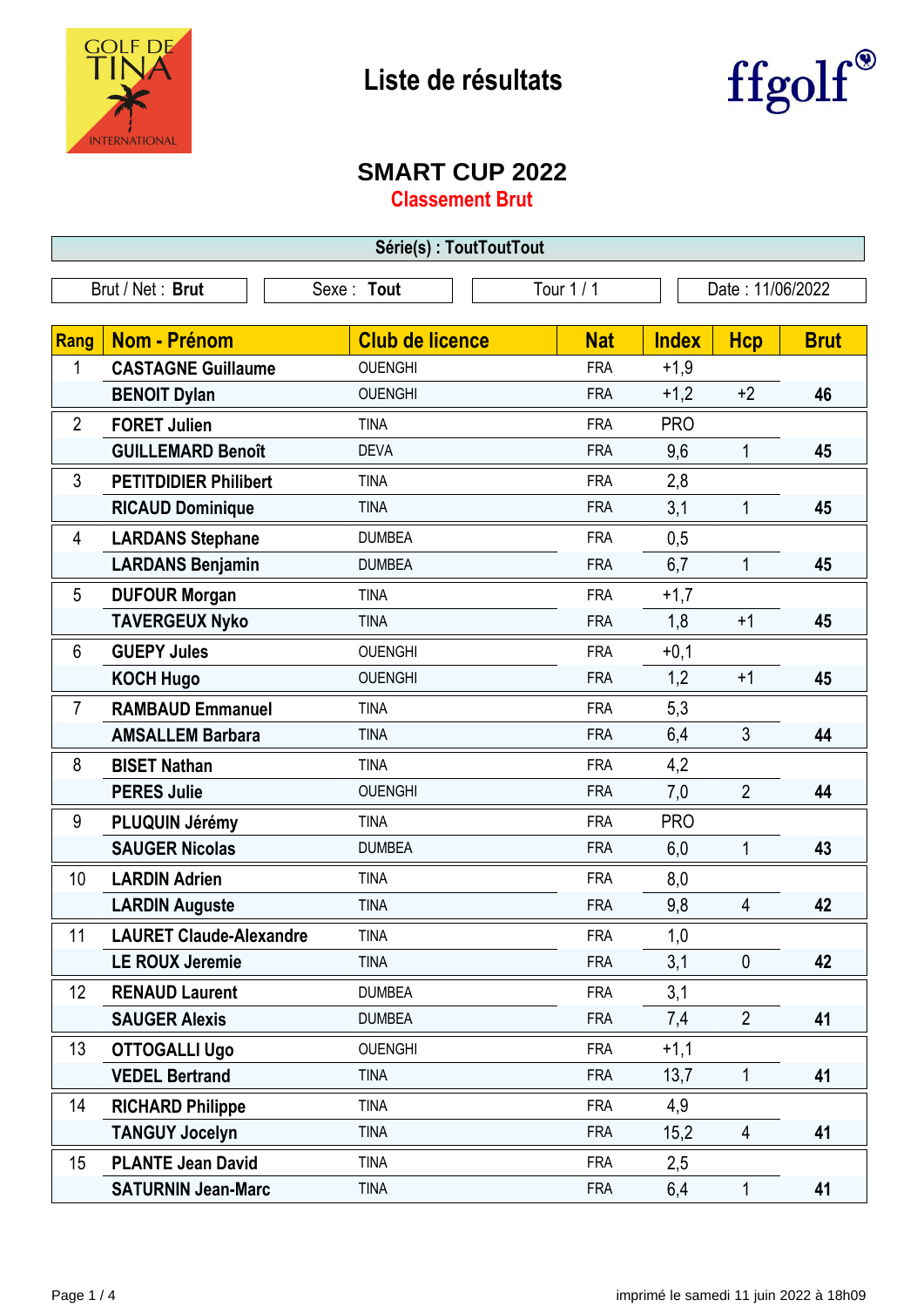# Liste de résultats

## SMART CUP 2022

**Classement Brut**

**Série(s) : ToutToutTout**

| Brut / Net : **Brut** | Sexe : **Tout** | Tour 1 / 1 | Date : 11/06/2022 |
|---|---|---|---|

| Rang | Nom - Prénom | Club de licence | Nat | Index | Hcp | Brut |
|---|---|---|---|---|---|---|
| 1 | **CASTAGNE Guillaume** | OUENGHI | FRA | +1,9 | | |
| | **BENOIT Dylan** | OUENGHI | FRA | +1,2 | +2 | **46** |
| 2 | **FORET Julien** | TINA | FRA | PRO | | |
| | **GUILLEMARD Benoît** | DEVA | FRA | 9,6 | 1 | **45** |
| 3 | **PETITDIDIER Philibert** | TINA | FRA | 2,8 | | |
| | **RICAUD Dominique** | TINA | FRA | 3,1 | 1 | **45** |
| 4 | **LARDANS Stephane** | DUMBEA | FRA | 0,5 | | |
| | **LARDANS Benjamin** | DUMBEA | FRA | 6,7 | 1 | **45** |
| 5 | **DUFOUR Morgan** | TINA | FRA | +1,7 | | |
| | **TAVERGEUX Nyko** | TINA | FRA | 1,8 | +1 | **45** |
| 6 | **GUEPY Jules** | OUENGHI | FRA | +0,1 | | |
| | **KOCH Hugo** | OUENGHI | FRA | 1,2 | +1 | **45** |
| 7 | **RAMBAUD Emmanuel** | TINA | FRA | 5,3 | | |
| | **AMSALLEM Barbara** | TINA | FRA | 6,4 | 3 | **44** |
| 8 | **BISET Nathan** | TINA | FRA | 4,2 | | |
| | **PERES Julie** | OUENGHI | FRA | 7,0 | 2 | **44** |
| 9 | **PLUQUIN Jérémy** | TINA | FRA | PRO | | |
| | **SAUGER Nicolas** | DUMBEA | FRA | 6,0 | 1 | **43** |
| 10 | **LARDIN Adrien** | TINA | FRA | 8,0 | | |
| | **LARDIN Auguste** | TINA | FRA | 9,8 | 4 | **42** |
| 11 | **LAURET Claude-Alexandre** | TINA | FRA | 1,0 | | |
| | **LE ROUX Jeremie** | TINA | FRA | 3,1 | 0 | **42** |
| 12 | **RENAUD Laurent** | DUMBEA | FRA | 3,1 | | |
| | **SAUGER Alexis** | DUMBEA | FRA | 7,4 | 2 | **41** |
| 13 | **OTTOGALLI Ugo** | OUENGHI | FRA | +1,1 | | |
| | **VEDEL Bertrand** | TINA | FRA | 13,7 | 1 | **41** |
| 14 | **RICHARD Philippe** | TINA | FRA | 4,9 | | |
| | **TANGUY Jocelyn** | TINA | FRA | 15,2 | 4 | **41** |
| 15 | **PLANTE Jean David** | TINA | FRA | 2,5 | | |
| | **SATURNIN Jean-Marc** | TINA | FRA | 6,4 | 1 | **41** |

imprimé le samedi 11 juin 2022 à 18h09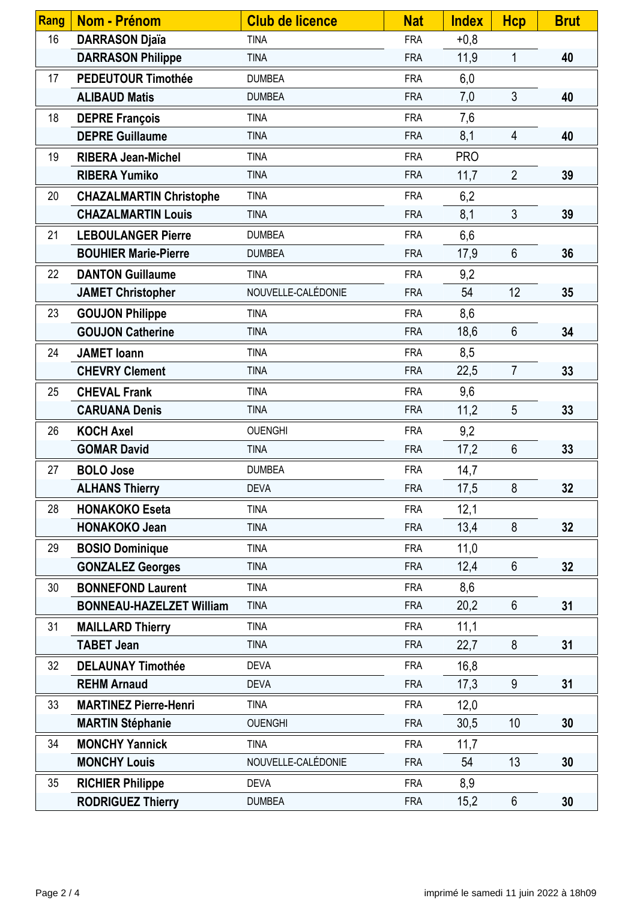| Rang | Nom - Prénom | Club de licence | Nat | Index | Hcp | Brut |
|---|---|---|---|---|---|---|
| 16 | **DARRASON Djaïa** | TINA | FRA | +0,8 | | |
| | **DARRASON Philippe** | TINA | FRA | 11,9 | 1 | **40** |
| 17 | **PEDEUTOUR Timothée** | DUMBEA | FRA | 6,0 | | |
| | **ALIBAUD Matis** | DUMBEA | FRA | 7,0 | 3 | **40** |
| 18 | **DEPRE François** | TINA | FRA | 7,6 | | |
| | **DEPRE Guillaume** | TINA | FRA | 8,1 | 4 | **40** |
| 19 | **RIBERA Jean-Michel** | TINA | FRA | PRO | | |
| | **RIBERA Yumiko** | TINA | FRA | 11,7 | 2 | **39** |
| 20 | **CHAZALMARTIN Christophe** | TINA | FRA | 6,2 | | |
| | **CHAZALMARTIN Louis** | TINA | FRA | 8,1 | 3 | **39** |
| 21 | **LEBOULANGER Pierre** | DUMBEA | FRA | 6,6 | | |
| | **BOUHIER Marie-Pierre** | DUMBEA | FRA | 17,9 | 6 | **36** |
| 22 | **DANTON Guillaume** | TINA | FRA | 9,2 | | |
| | **JAMET Christopher** | NOUVELLE-CALÉDONIE | FRA | 54 | 12 | **35** |
| 23 | **GOUJON Philippe** | TINA | FRA | 8,6 | | |
| | **GOUJON Catherine** | TINA | FRA | 18,6 | 6 | **34** |
| 24 | **JAMET Ioann** | TINA | FRA | 8,5 | | |
| | **CHEVRY Clement** | TINA | FRA | 22,5 | 7 | **33** |
| 25 | **CHEVAL Frank** | TINA | FRA | 9,6 | | |
| | **CARUANA Denis** | TINA | FRA | 11,2 | 5 | **33** |
| 26 | **KOCH Axel** | OUENGHI | FRA | 9,2 | | |
| | **GOMAR David** | TINA | FRA | 17,2 | 6 | **33** |
| 27 | **BOLO Jose** | DUMBEA | FRA | 14,7 | | |
| | **ALHANS Thierry** | DEVA | FRA | 17,5 | 8 | **32** |
| 28 | **HONAKOKO Eseta** | TINA | FRA | 12,1 | | |
| | **HONAKOKO Jean** | TINA | FRA | 13,4 | 8 | **32** |
| 29 | **BOSIO Dominique** | TINA | FRA | 11,0 | | |
| | **GONZALEZ Georges** | TINA | FRA | 12,4 | 6 | **32** |
| 30 | **BONNEFOND Laurent** | TINA | FRA | 8,6 | | |
| | **BONNEAU-HAZELZET William** | TINA | FRA | 20,2 | 6 | **31** |
| 31 | **MAILLARD Thierry** | TINA | FRA | 11,1 | | |
| | **TABET Jean** | TINA | FRA | 22,7 | 8 | **31** |
| 32 | **DELAUNAY Timothée** | DEVA | FRA | 16,8 | | |
| | **REHM Arnaud** | DEVA | FRA | 17,3 | 9 | **31** |
| 33 | **MARTINEZ Pierre-Henri** | TINA | FRA | 12,0 | | |
| | **MARTIN Stéphanie** | OUENGHI | FRA | 30,5 | 10 | **30** |
| 34 | **MONCHY Yannick** | TINA | FRA | 11,7 | | |
| | **MONCHY Louis** | NOUVELLE-CALÉDONIE | FRA | 54 | 13 | **30** |
| 35 | **RICHIER Philippe** | DEVA | FRA | 8,9 | | |
| | **RODRIGUEZ Thierry** | DUMBEA | FRA | 15,2 | 6 | **30** |

imprimé le samedi 11 juin 2022 à 18h09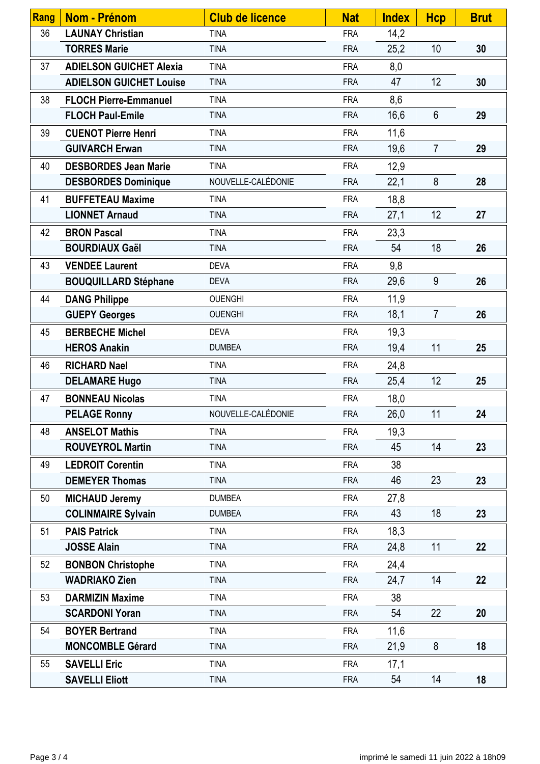| Rang | Nom - Prénom | Club de licence | Nat | Index | Hcp | Brut |
|---|---|---|---|---|---|---|
| 36 | **LAUNAY Christian** | TINA | FRA | 14,2 | | |
| | **TORRES Marie** | TINA | FRA | 25,2 | 10 | **30** |
| 37 | **ADIELSON GUICHET Alexia** | TINA | FRA | 8,0 | | |
| | **ADIELSON GUICHET Louise** | TINA | FRA | 47 | 12 | **30** |
| 38 | **FLOCH Pierre-Emmanuel** | TINA | FRA | 8,6 | | |
| | **FLOCH Paul-Emile** | TINA | FRA | 16,6 | 6 | **29** |
| 39 | **CUENOT Pierre Henri** | TINA | FRA | 11,6 | | |
| | **GUIVARCH Erwan** | TINA | FRA | 19,6 | 7 | **29** |
| 40 | **DESBORDES Jean Marie** | TINA | FRA | 12,9 | | |
| | **DESBORDES Dominique** | NOUVELLE-CALÉDONIE | FRA | 22,1 | 8 | **28** |
| 41 | **BUFFETEAU Maxime** | TINA | FRA | 18,8 | | |
| | **LIONNET Arnaud** | TINA | FRA | 27,1 | 12 | **27** |
| 42 | **BRON Pascal** | TINA | FRA | 23,3 | | |
| | **BOURDIAUX Gaël** | TINA | FRA | 54 | 18 | **26** |
| 43 | **VENDEE Laurent** | DEVA | FRA | 9,8 | | |
| | **BOUQUILLARD Stéphane** | DEVA | FRA | 29,6 | 9 | **26** |
| 44 | **DANG Philippe** | OUENGHI | FRA | 11,9 | | |
| | **GUEPY Georges** | OUENGHI | FRA | 18,1 | 7 | **26** |
| 45 | **BERBECHE Michel** | DEVA | FRA | 19,3 | | |
| | **HEROS Anakin** | DUMBEA | FRA | 19,4 | 11 | **25** |
| 46 | **RICHARD Nael** | TINA | FRA | 24,8 | | |
| | **DELAMARE Hugo** | TINA | FRA | 25,4 | 12 | **25** |
| 47 | **BONNEAU Nicolas** | TINA | FRA | 18,0 | | |
| | **PELAGE Ronny** | NOUVELLE-CALÉDONIE | FRA | 26,0 | 11 | **24** |
| 48 | **ANSELOT Mathis** | TINA | FRA | 19,3 | | |
| | **ROUVEYROL Martin** | TINA | FRA | 45 | 14 | **23** |
| 49 | **LEDROIT Corentin** | TINA | FRA | 38 | | |
| | **DEMEYER Thomas** | TINA | FRA | 46 | 23 | **23** |
| 50 | **MICHAUD Jeremy** | DUMBEA | FRA | 27,8 | | |
| | **COLINMAIRE Sylvain** | DUMBEA | FRA | 43 | 18 | **23** |
| 51 | **PAIS Patrick** | TINA | FRA | 18,3 | | |
| | **JOSSE Alain** | TINA | FRA | 24,8 | 11 | **22** |
| 52 | **BONBON Christophe** | TINA | FRA | 24,4 | | |
| | **WADRIAKO Zien** | TINA | FRA | 24,7 | 14 | **22** |
| 53 | **DARMIZIN Maxime** | TINA | FRA | 38 | | |
| | **SCARDONI Yoran** | TINA | FRA | 54 | 22 | **20** |
| 54 | **BOYER Bertrand** | TINA | FRA | 11,6 | | |
| | **MONCOMBLE Gérard** | TINA | FRA | 21,9 | 8 | **18** |
| 55 | **SAVELLI Eric** | TINA | FRA | 17,1 | | |
| | **SAVELLI Eliott** | TINA | FRA | 54 | 14 | **18** |

imprimé le samedi 11 juin 2022 à 18h09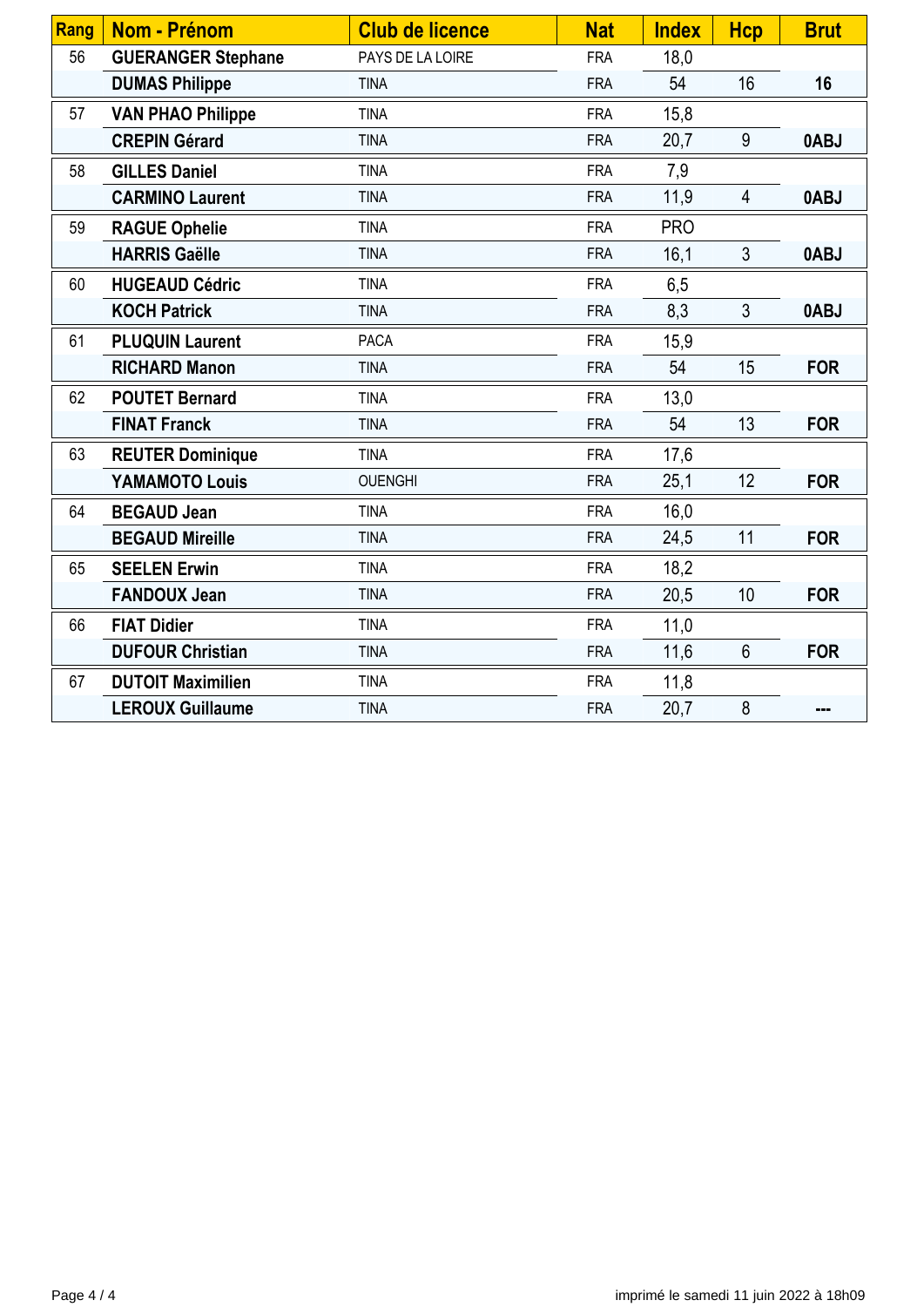| Rang | Nom - Prénom | Club de licence | Nat | Index | Hcp | Brut |
|---|---|---|---|---|---|---|
| 56 | **GUERANGER Stephane** | PAYS DE LA LOIRE | FRA | 18,0 | | |
| | **DUMAS Philippe** | TINA | FRA | 54 | 16 | **16** |
| 57 | **VAN PHAO Philippe** | TINA | FRA | 15,8 | | |
| | **CREPIN Gérard** | TINA | FRA | 20,7 | 9 | **0ABJ** |
| 58 | **GILLES Daniel** | TINA | FRA | 7,9 | | |
| | **CARMINO Laurent** | TINA | FRA | 11,9 | 4 | **0ABJ** |
| 59 | **RAGUE Ophelie** | TINA | FRA | PRO | | |
| | **HARRIS Gaëlle** | TINA | FRA | 16,1 | 3 | **0ABJ** |
| 60 | **HUGEAUD Cédric** | TINA | FRA | 6,5 | | |
| | **KOCH Patrick** | TINA | FRA | 8,3 | 3 | **0ABJ** |
| 61 | **PLUQUIN Laurent** | PACA | FRA | 15,9 | | |
| | **RICHARD Manon** | TINA | FRA | 54 | 15 | **FOR** |
| 62 | **POUTET Bernard** | TINA | FRA | 13,0 | | |
| | **FINAT Franck** | TINA | FRA | 54 | 13 | **FOR** |
| 63 | **REUTER Dominique** | TINA | FRA | 17,6 | | |
| | **YAMAMOTO Louis** | OUENGHI | FRA | 25,1 | 12 | **FOR** |
| 64 | **BEGAUD Jean** | TINA | FRA | 16,0 | | |
| | **BEGAUD Mireille** | TINA | FRA | 24,5 | 11 | **FOR** |
| 65 | **SEELEN Erwin** | TINA | FRA | 18,2 | | |
| | **FANDOUX Jean** | TINA | FRA | 20,5 | 10 | **FOR** |
| 66 | **FIAT Didier** | TINA | FRA | 11,0 | | |
| | **DUFOUR Christian** | TINA | FRA | 11,6 | 6 | **FOR** |
| 67 | **DUTOIT Maximilien** | TINA | FRA | 11,8 | | |
| | **LEROUX Guillaume** | TINA | FRA | 20,7 | 8 | **---** |

imprimé le samedi 11 juin 2022 à 18h09